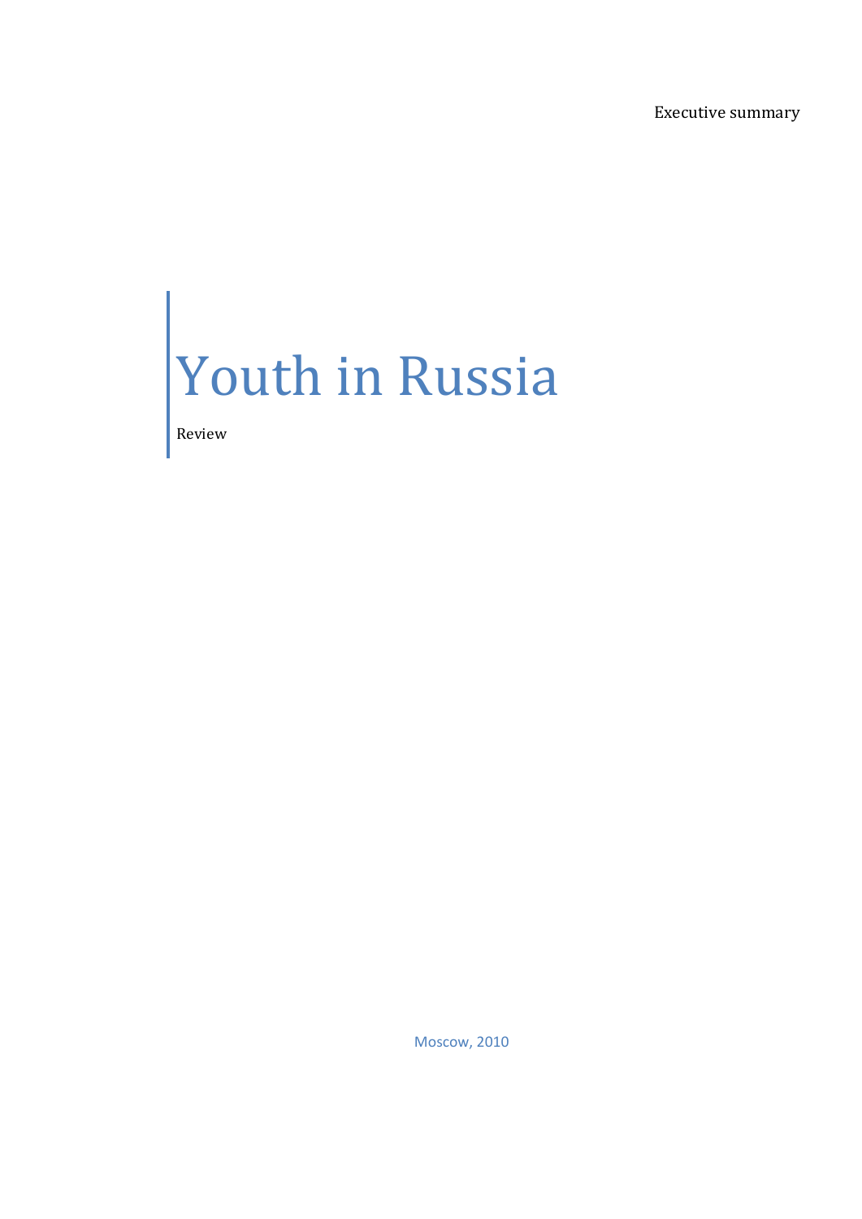Executive summary

# Youth in Russia

Review

Moscow, 2010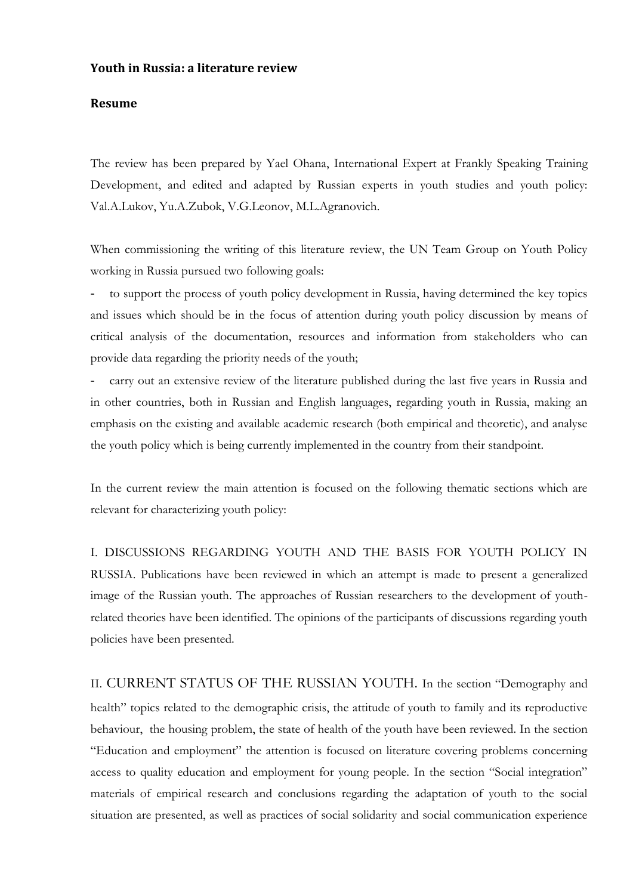**Youth in Russia: a literature review**

**Resume**

The review has been prepared by Yael Ohana, International Expert at Frankly Speaking Training Development, and edited and adapted by Russian experts in youth studies and youth policy: Val.A.Lukov, Yu.A.Zubok, V.G.Leonov, M.L.Agranovich.

When commissioning the writing of this literature review, the UN Team Group on Youth Policy working in Russia pursued two following goals:

- to support the process of youth policy development in Russia, having determined the key topics and issues which should be in the focus of attention during youth policy discussion by means of critical analysis of the documentation, resources and information from stakeholders who can provide data regarding the priority needs of the youth;
- carry out an extensive review of the literature published during the last five years in Russia and in other countries, both in Russian and English languages, regarding youth in Russia, making an emphasis on the existing and available academic research (both empirical and theoretic), and analyse the youth policy which is being currently implemented in the country from their standpoint.

In the current review the main attention is focused on the following thematic sections which are relevant for characterizing youth policy:

I. DISCUSSIONS REGARDING YOUTH AND THE BASIS FOR YOUTH POLICY IN RUSSIA. Publications have been reviewed in which an attempt is made to present a generalized image of the Russian youth. The approaches of Russian researchers to the development of youth-related theories have been identified. The opinions of the participants of discussions regarding youth policies have been presented.

II. CURRENT STATUS OF THE RUSSIAN YOUTH. In the section "Demography and health" topics related to the demographic crisis, the attitude of youth to family and its reproductive behaviour, the housing problem, the state of health of the youth have been reviewed. In the section "Education and employment" the attention is focused on literature covering problems concerning access to quality education and employment for young people. In the section "Social integration" materials of empirical research and conclusions regarding the adaptation of youth to the social situation are presented, as well as practices of social solidarity and social communication experience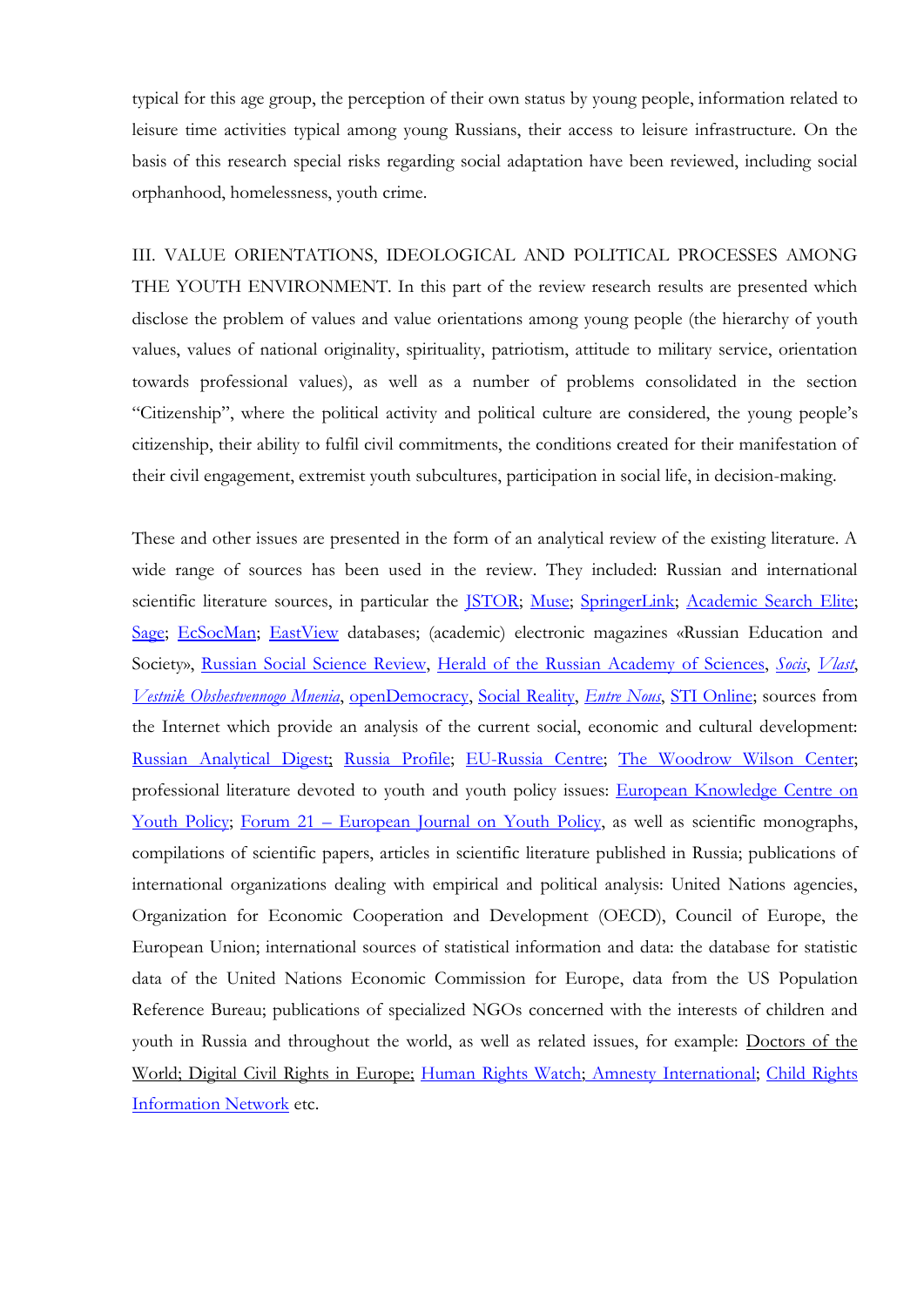typical for this age group, the perception of their own status by young people, information related to leisure time activities typical among young Russians, their access to leisure infrastructure. On the basis of this research special risks regarding social adaptation have been reviewed, including social orphanhood, homelessness, youth crime.

III. VALUE ORIENTATIONS, IDEOLOGICAL AND POLITICAL PROCESSES AMONG THE YOUTH ENVIRONMENT. In this part of the review research results are presented which disclose the problem of values and value orientations among young people (the hierarchy of youth values, values of national originality, spirituality, patriotism, attitude to military service, orientation towards professional values), as well as a number of problems consolidated in the section "Citizenship", where the political activity and political culture are considered, the young people's citizenship, their ability to fulfil civil commitments, the conditions created for their manifestation of their civil engagement, extremist youth subcultures, participation in social life, in decision-making.

These and other issues are presented in the form of an analytical review of the existing literature. A wide range of sources has been used in the review. They included: Russian and international scientific literature sources, in particular the JSTOR; Muse; SpringerLink; Academic Search Elite; Sage; EcSocMan; EastView databases; (academic) electronic magazines «Russian Education and Society», Russian Social Science Review, Herald of the Russian Academy of Sciences, *Socis*, *Vlast*, *Vestnik Obshestvennogo Mnenia*, openDemocracy, Social Reality, *Entre Nous*, STI Online; sources from the Internet which provide an analysis of the current social, economic and cultural development: Russian Analytical Digest; Russia Profile; EU-Russia Centre; The Woodrow Wilson Center; professional literature devoted to youth and youth policy issues: European Knowledge Centre on Youth Policy; Forum 21 – European Journal on Youth Policy, as well as scientific monographs, compilations of scientific papers, articles in scientific literature published in Russia; publications of international organizations dealing with empirical and political analysis: United Nations agencies, Organization for Economic Cooperation and Development (OECD), Council of Europe, the European Union; international sources of statistical information and data: the database for statistic data of the United Nations Economic Commission for Europe, data from the US Population Reference Bureau; publications of specialized NGOs concerned with the interests of children and youth in Russia and throughout the world, as well as related issues, for example: Doctors of the World; Digital Civil Rights in Europe; Human Rights Watch; Amnesty International; Child Rights Information Network etc.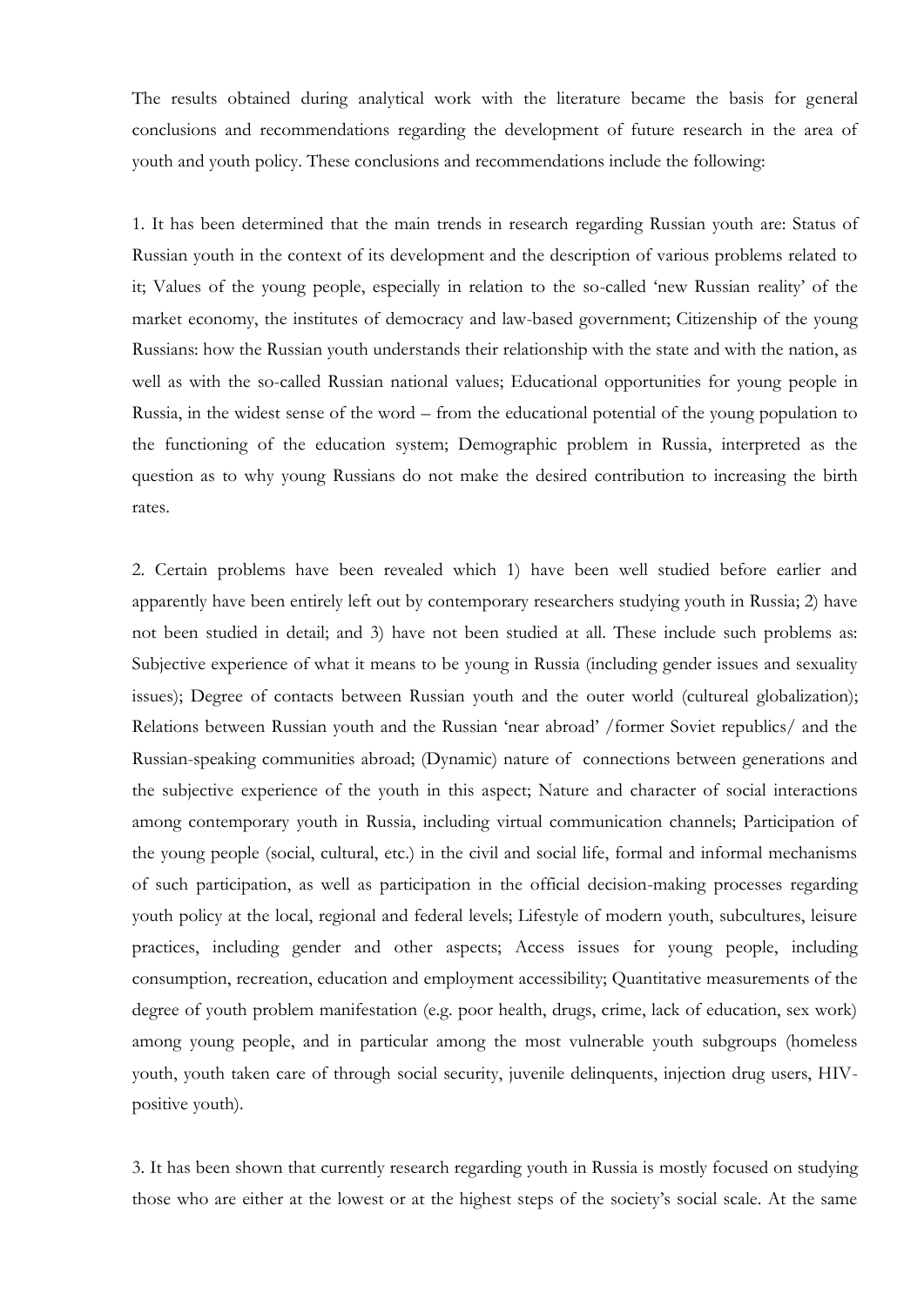The results obtained during analytical work with the literature became the basis for general conclusions and recommendations regarding the development of future research in the area of youth and youth policy. These conclusions and recommendations include the following:

1. It has been determined that the main trends in research regarding Russian youth are: Status of Russian youth in the context of its development and the description of various problems related to it; Values of the young people, especially in relation to the so-called 'new Russian reality' of the market economy, the institutes of democracy and law-based government; Citizenship of the young Russians: how the Russian youth understands their relationship with the state and with the nation, as well as with the so-called Russian national values; Educational opportunities for young people in Russia, in the widest sense of the word – from the educational potential of the young population to the functioning of the education system; Demographic problem in Russia, interpreted as the question as to why young Russians do not make the desired contribution to increasing the birth rates.

2. Certain problems have been revealed which 1) have been well studied before earlier and apparently have been entirely left out by contemporary researchers studying youth in Russia; 2) have not been studied in detail; and 3) have not been studied at all. These include such problems as: Subjective experience of what it means to be young in Russia (including gender issues and sexuality issues); Degree of contacts between Russian youth and the outer world (cultureal globalization); Relations between Russian youth and the Russian 'near abroad' /former Soviet republics/ and the Russian-speaking communities abroad; (Dynamic) nature of connections between generations and the subjective experience of the youth in this aspect; Nature and character of social interactions among contemporary youth in Russia, including virtual communication channels; Participation of the young people (social, cultural, etc.) in the civil and social life, formal and informal mechanisms of such participation, as well as participation in the official decision-making processes regarding youth policy at the local, regional and federal levels; Lifestyle of modern youth, subcultures, leisure practices, including gender and other aspects; Access issues for young people, including consumption, recreation, education and employment accessibility; Quantitative measurements of the degree of youth problem manifestation (e.g. poor health, drugs, crime, lack of education, sex work) among young people, and in particular among the most vulnerable youth subgroups (homeless youth, youth taken care of through social security, juvenile delinquents, injection drug users, HIV-positive youth).

3. It has been shown that currently research regarding youth in Russia is mostly focused on studying those who are either at the lowest or at the highest steps of the society's social scale. At the same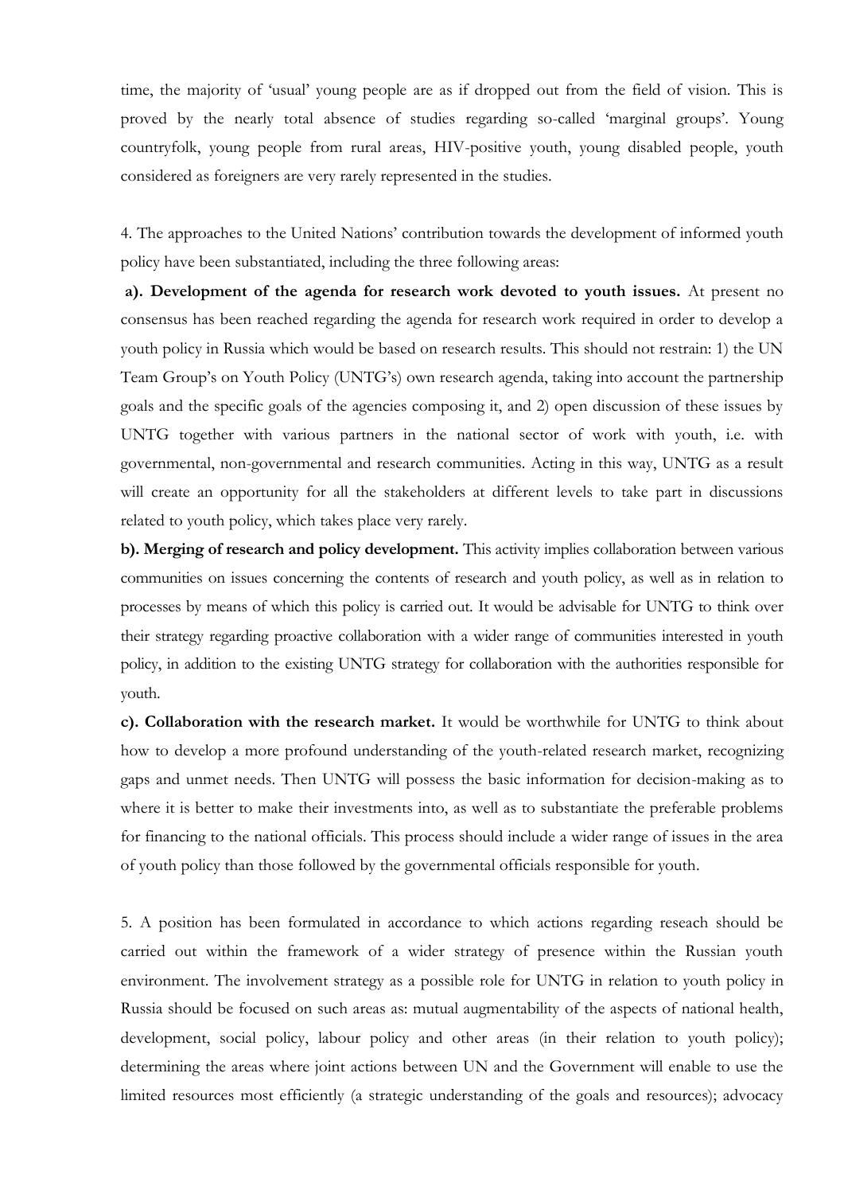time, the majority of 'usual' young people are as if dropped out from the field of vision. This is proved by the nearly total absence of studies regarding so-called 'marginal groups'. Young countryfolk, young people from rural areas, HIV-positive youth, young disabled people, youth considered as foreigners are very rarely represented in the studies.

4. The approaches to the United Nations' contribution towards the development of informed youth policy have been substantiated, including the three following areas:

**a). Development of the agenda for research work devoted to youth issues.** At present no consensus has been reached regarding the agenda for research work required in order to develop a youth policy in Russia which would be based on research results. This should not restrain: 1) the UN Team Group's on Youth Policy (UNTG's) own research agenda, taking into account the partnership goals and the specific goals of the agencies composing it, and 2) open discussion of these issues by UNTG together with various partners in the national sector of work with youth, i.e. with governmental, non-governmental and research communities. Acting in this way, UNTG as a result will create an opportunity for all the stakeholders at different levels to take part in discussions related to youth policy, which takes place very rarely.

**b). Merging of research and policy development.** This activity implies collaboration between various communities on issues concerning the contents of research and youth policy, as well as in relation to processes by means of which this policy is carried out. It would be advisable for UNTG to think over their strategy regarding proactive collaboration with a wider range of communities interested in youth policy, in addition to the existing UNTG strategy for collaboration with the authorities responsible for youth.

**c). Collaboration with the research market.** It would be worthwhile for UNTG to think about how to develop a more profound understanding of the youth-related research market, recognizing gaps and unmet needs. Then UNTG will possess the basic information for decision-making as to where it is better to make their investments into, as well as to substantiate the preferable problems for financing to the national officials. This process should include a wider range of issues in the area of youth policy than those followed by the governmental officials responsible for youth.

5. A position has been formulated in accordance to which actions regarding reseach should be carried out within the framework of a wider strategy of presence within the Russian youth environment. The involvement strategy as a possible role for UNTG in relation to youth policy in Russia should be focused on such areas as: mutual augmentability of the aspects of national health, development, social policy, labour policy and other areas (in their relation to youth policy); determining the areas where joint actions between UN and the Government will enable to use the limited resources most efficiently (a strategic understanding of the goals and resources); advocacy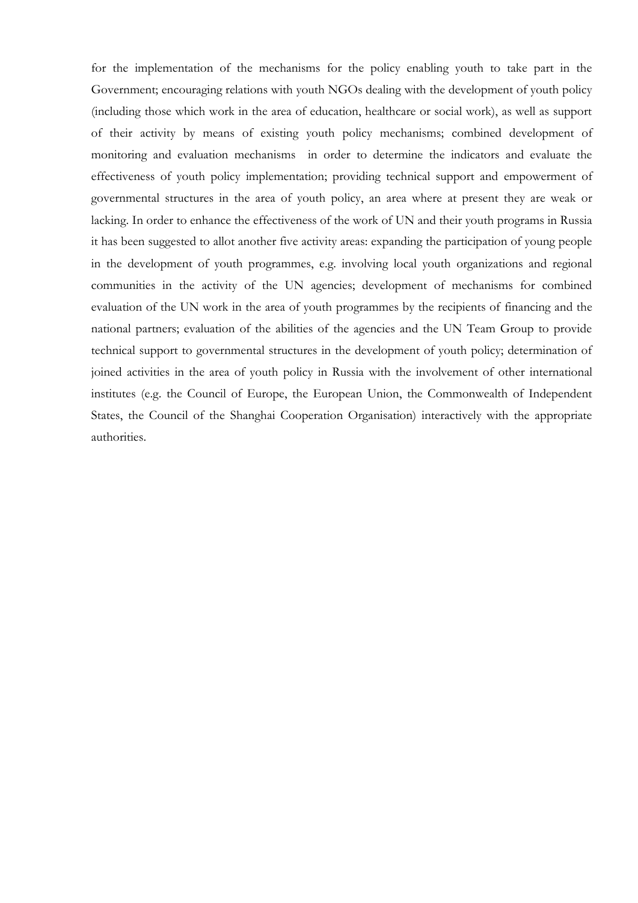for the implementation of the mechanisms for the policy enabling youth to take part in the Government; encouraging relations with youth NGOs dealing with the development of youth policy (including those which work in the area of education, healthcare or social work), as well as support of their activity by means of existing youth policy mechanisms; combined development of monitoring and evaluation mechanisms in order to determine the indicators and evaluate the effectiveness of youth policy implementation; providing technical support and empowerment of governmental structures in the area of youth policy, an area where at present they are weak or lacking. In order to enhance the effectiveness of the work of UN and their youth programs in Russia it has been suggested to allot another five activity areas: expanding the participation of young people in the development of youth programmes, e.g. involving local youth organizations and regional communities in the activity of the UN agencies; development of mechanisms for combined evaluation of the UN work in the area of youth programmes by the recipients of financing and the national partners; evaluation of the abilities of the agencies and the UN Team Group to provide technical support to governmental structures in the development of youth policy; determination of joined activities in the area of youth policy in Russia with the involvement of other international institutes (e.g. the Council of Europe, the European Union, the Commonwealth of Independent States, the Council of the Shanghai Cooperation Organisation) interactively with the appropriate authorities.